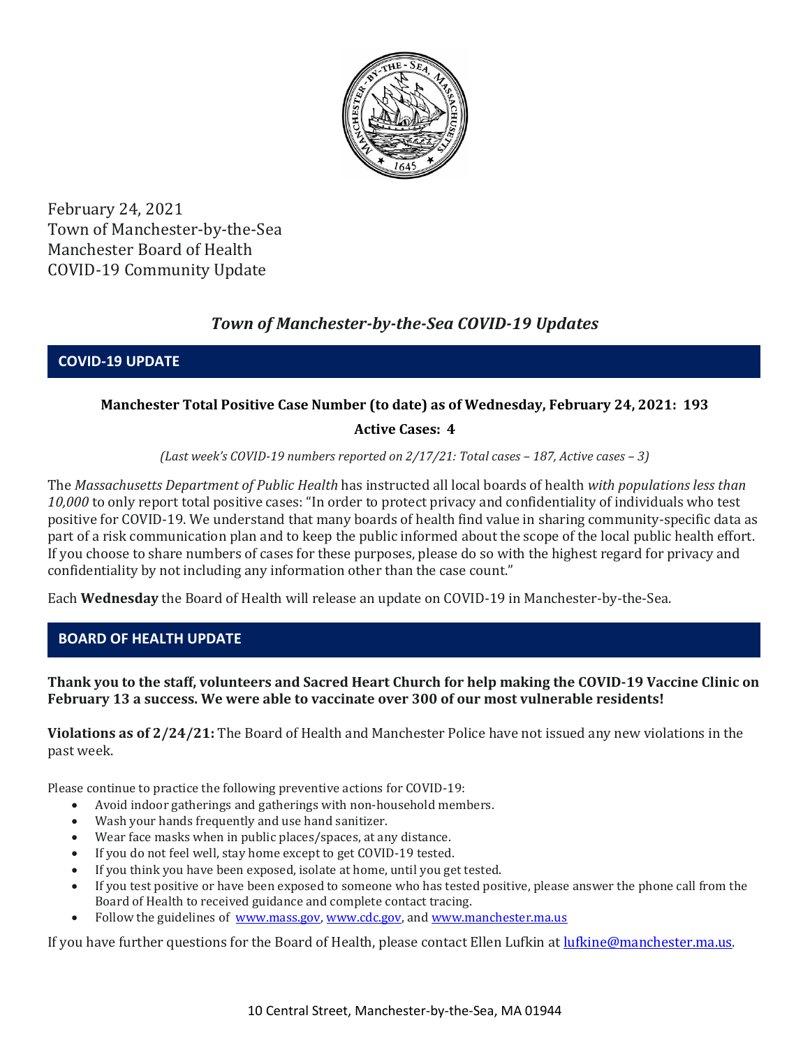February 24, 2021
Town of Manchester-by-the-Sea
Manchester Board of Health
COVID-19 Community Update

# *Town of Manchester-by-the-Sea COVID-19 Updates*

## COVID-19 UPDATE

**Manchester Total Positive Case Number (to date) as of Wednesday, February 24, 2021: 193**

**Active Cases: 4**

*(Last week's COVID-19 numbers reported on 2/17/21: Total cases – 187, Active cases – 3)*

The *Massachusetts Department of Public Health* has instructed all local boards of health *with populations less than 10,000* to only report total positive cases: "In order to protect privacy and confidentiality of individuals who test positive for COVID-19. We understand that many boards of health find value in sharing community-specific data as part of a risk communication plan and to keep the public informed about the scope of the local public health effort. If you choose to share numbers of cases for these purposes, please do so with the highest regard for privacy and confidentiality by not including any information other than the case count."

Each **Wednesday** the Board of Health will release an update on COVID-19 in Manchester-by-the-Sea.

## BOARD OF HEALTH UPDATE

**Thank you to the staff, volunteers and Sacred Heart Church for help making the COVID-19 Vaccine Clinic on February 13 a success. We were able to vaccinate over 300 of our most vulnerable residents!**

**Violations as of 2/24/21:** The Board of Health and Manchester Police have not issued any new violations in the past week.

Please continue to practice the following preventive actions for COVID-19:

- Avoid indoor gatherings and gatherings with non-household members.
- Wash your hands frequently and use hand sanitizer.
- Wear face masks when in public places/spaces, at any distance.
- If you do not feel well, stay home except to get COVID-19 tested.
- If you think you have been exposed, isolate at home, until you get tested.
- If you test positive or have been exposed to someone who has tested positive, please answer the phone call from the Board of Health to received guidance and complete contact tracing.
- Follow the guidelines of www.mass.gov, www.cdc.gov, and www.manchester.ma.us

If you have further questions for the Board of Health, please contact Ellen Lufkin at lufkine@manchester.ma.us.

10 Central Street, Manchester-by-the-Sea, MA 01944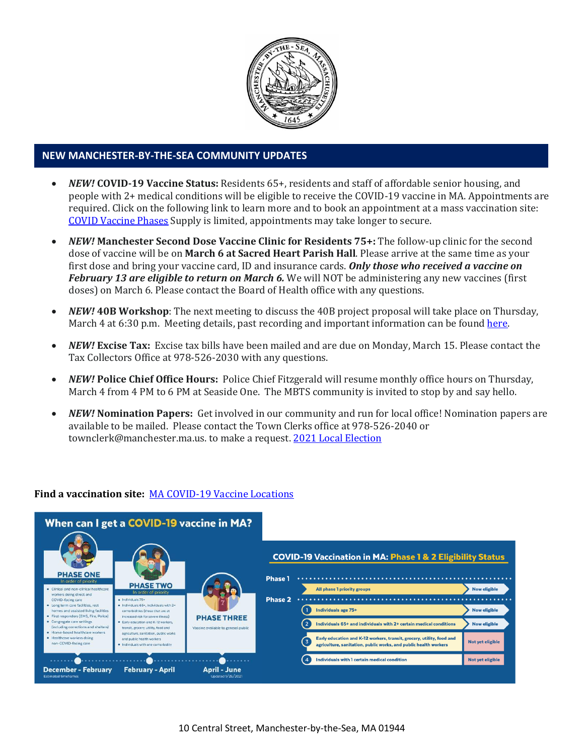## NEW MANCHESTER-BY-THE-SEA COMMUNITY UPDATES

- ***NEW!* COVID-19 Vaccine Status:** Residents 65+, residents and staff of affordable senior housing, and people with 2+ medical conditions will be eligible to receive the COVID-19 vaccine in MA. Appointments are required. Click on the following link to learn more and to book an appointment at a mass vaccination site: [COVID Vaccine Phases]() Supply is limited, appointments may take longer to secure.

- ***NEW!* Manchester Second Dose Vaccine Clinic for Residents 75+:** The follow-up clinic for the second dose of vaccine will be on **March 6 at Sacred Heart Parish Hall**. Please arrive at the same time as your first dose and bring your vaccine card, ID and insurance cards. ***Only those who received a vaccine on February 13 are eligible to return on March 6.*** We will NOT be administering any new vaccines (first doses) on March 6. Please contact the Board of Health office with any questions.

- ***NEW!* 40B Workshop**: The next meeting to discuss the 40B project proposal will take place on Thursday, March 4 at 6:30 p.m. Meeting details, past recording and important information can be found [here]().

- ***NEW!* Excise Tax:** Excise tax bills have been mailed and are due on Monday, March 15. Please contact the Tax Collectors Office at 978-526-2030 with any questions.

- ***NEW!* Police Chief Office Hours:** Police Chief Fitzgerald will resume monthly office hours on Thursday, March 4 from 4 PM to 6 PM at Seaside One. The MBTS community is invited to stop by and say hello.

- ***NEW!* Nomination Papers:** Get involved in our community and run for local office! Nomination papers are available to be mailed. Please contact the Town Clerks office at 978-526-2040 or townclerk@manchester.ma.us. to make a request. [2021 Local Election]()

**Find a vaccination site:** [MA COVID-19 Vaccine Locations]()

### When can I get a COVID-19 vaccine in MA?

**PHASE ONE** (In order of priority) — December - February
- Clinical and non-clinical healthcare workers doing direct and COVID-facing care
- Long term care facilities, rest homes and assisted living facilities
- First responders (EMS, Fire, Police)
- Congregate care settings (including corrections and shelters)
- Home-based healthcare workers
- Healthcare workers doing non-COVID-facing care

**PHASE TWO** (In order of priority) — February - April
- Individuals 75+
- Individuals 65+, individuals with 2+ comorbidities (those that are at increased risk for severe illness)
- Early education and K-12 workers, transit, grocery, utility, food and agriculture, sanitation, public works and public health workers
- Individuals with one comorbidity

**PHASE THREE** — April - June
- Vaccine available to general public

Estimated timeframes. Updated 1/25/2021

### COVID-19 Vaccination in MA: Phase 1 & 2 Eligibility Status

| Phase | Group | Status |
| --- | --- | --- |
| Phase 1 | All phase 1 priority groups | Now eligible |
| Phase 2 | 1. Individuals age 75+ | Now eligible |
| | 2. Individuals 65+ and individuals with 2+ certain medical conditions | Now eligible |
| | 3. Early education and K-12 workers, transit, grocery, utility, food and agriculture, sanitation, public works, and public health workers | Not yet eligible |
| | 4. Individuals with 1 certain medical condition | Not yet eligible |

10 Central Street, Manchester-by-the-Sea, MA 01944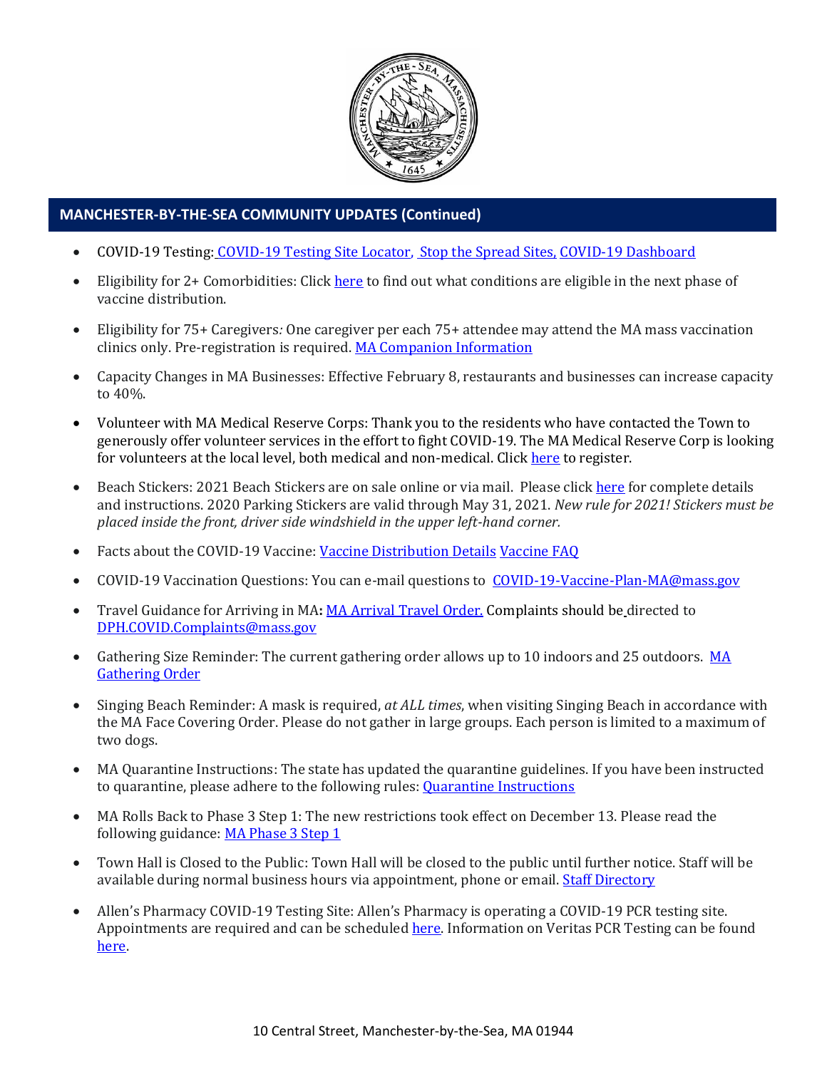## MANCHESTER-BY-THE-SEA COMMUNITY UPDATES (Continued)

- COVID-19 Testing: COVID-19 Testing Site Locator, Stop the Spread Sites, COVID-19 Dashboard
- Eligibility for 2+ Comorbidities: Click here to find out what conditions are eligible in the next phase of vaccine distribution.
- Eligibility for 75+ Caregivers*:* One caregiver per each 75+ attendee may attend the MA mass vaccination clinics only. Pre-registration is required. MA Companion Information
- Capacity Changes in MA Businesses: Effective February 8, restaurants and businesses can increase capacity to 40%.
- Volunteer with MA Medical Reserve Corps: Thank you to the residents who have contacted the Town to generously offer volunteer services in the effort to fight COVID-19. The MA Medical Reserve Corp is looking for volunteers at the local level, both medical and non-medical. Click here to register.
- Beach Stickers: 2021 Beach Stickers are on sale online or via mail. Please click here for complete details and instructions. 2020 Parking Stickers are valid through May 31, 2021. *New rule for 2021! Stickers must be placed inside the front, driver side windshield in the upper left-hand corner.*
- Facts about the COVID-19 Vaccine: Vaccine Distribution Details Vaccine FAQ
- COVID-19 Vaccination Questions: You can e-mail questions to COVID-19-Vaccine-Plan-MA@mass.gov
- Travel Guidance for Arriving in MA**:** MA Arrival Travel Order. Complaints should be directed to DPH.COVID.Complaints@mass.gov
- Gathering Size Reminder: The current gathering order allows up to 10 indoors and 25 outdoors. MA Gathering Order
- Singing Beach Reminder: A mask is required, *at ALL times*, when visiting Singing Beach in accordance with the MA Face Covering Order. Please do not gather in large groups. Each person is limited to a maximum of two dogs.
- MA Quarantine Instructions: The state has updated the quarantine guidelines. If you have been instructed to quarantine, please adhere to the following rules: Quarantine Instructions
- MA Rolls Back to Phase 3 Step 1: The new restrictions took effect on December 13. Please read the following guidance: MA Phase 3 Step 1
- Town Hall is Closed to the Public: Town Hall will be closed to the public until further notice. Staff will be available during normal business hours via appointment, phone or email. Staff Directory
- Allen's Pharmacy COVID-19 Testing Site: Allen's Pharmacy is operating a COVID-19 PCR testing site. Appointments are required and can be scheduled here. Information on Veritas PCR Testing can be found here.

10 Central Street, Manchester-by-the-Sea, MA 01944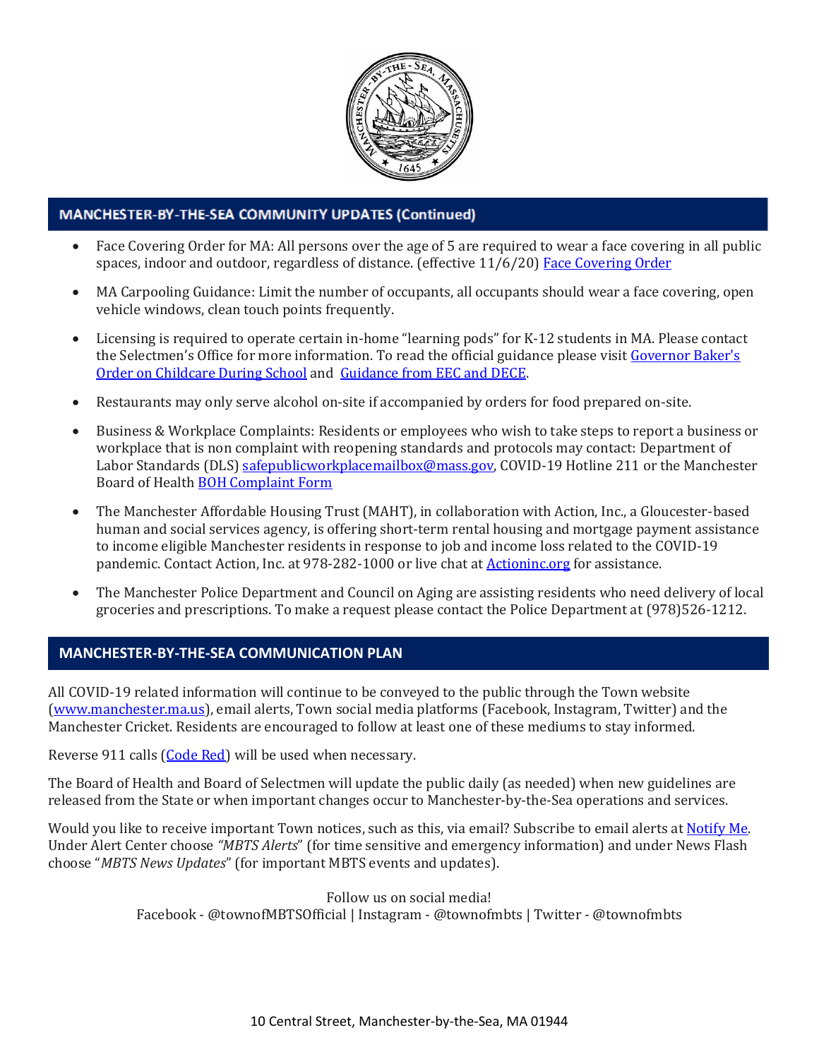## MANCHESTER-BY-THE-SEA COMMUNITY UPDATES (Continued)

- Face Covering Order for MA: All persons over the age of 5 are required to wear a face covering in all public spaces, indoor and outdoor, regardless of distance. (effective 11/6/20) Face Covering Order
- MA Carpooling Guidance: Limit the number of occupants, all occupants should wear a face covering, open vehicle windows, clean touch points frequently.
- Licensing is required to operate certain in-home "learning pods" for K-12 students in MA. Please contact the Selectmen's Office for more information. To read the official guidance please visit Governor Baker's Order on Childcare During School and Guidance from EEC and DECE.
- Restaurants may only serve alcohol on-site if accompanied by orders for food prepared on-site.
- Business & Workplace Complaints: Residents or employees who wish to take steps to report a business or workplace that is non complaint with reopening standards and protocols may contact: Department of Labor Standards (DLS) safepublicworkplacemailbox@mass.gov, COVID-19 Hotline 211 or the Manchester Board of Health BOH Complaint Form
- The Manchester Affordable Housing Trust (MAHT), in collaboration with Action, Inc., a Gloucester-based human and social services agency, is offering short-term rental housing and mortgage payment assistance to income eligible Manchester residents in response to job and income loss related to the COVID-19 pandemic. Contact Action, Inc. at 978-282-1000 or live chat at Actioninc.org for assistance.
- The Manchester Police Department and Council on Aging are assisting residents who need delivery of local groceries and prescriptions. To make a request please contact the Police Department at (978)526-1212.

## MANCHESTER-BY-THE-SEA COMMUNICATION PLAN

All COVID-19 related information will continue to be conveyed to the public through the Town website (www.manchester.ma.us), email alerts, Town social media platforms (Facebook, Instagram, Twitter) and the Manchester Cricket. Residents are encouraged to follow at least one of these mediums to stay informed.

Reverse 911 calls (Code Red) will be used when necessary.

The Board of Health and Board of Selectmen will update the public daily (as needed) when new guidelines are released from the State or when important changes occur to Manchester-by-the-Sea operations and services.

Would you like to receive important Town notices, such as this, via email? Subscribe to email alerts at Notify Me. Under Alert Center choose *"MBTS Alerts"* (for time sensitive and emergency information) and under News Flash choose "*MBTS News Updates*" (for important MBTS events and updates).

Follow us on social media!
Facebook - @townofMBTSOfficial | Instagram - @townofmbts | Twitter - @townofmbts

10 Central Street, Manchester-by-the-Sea, MA 01944